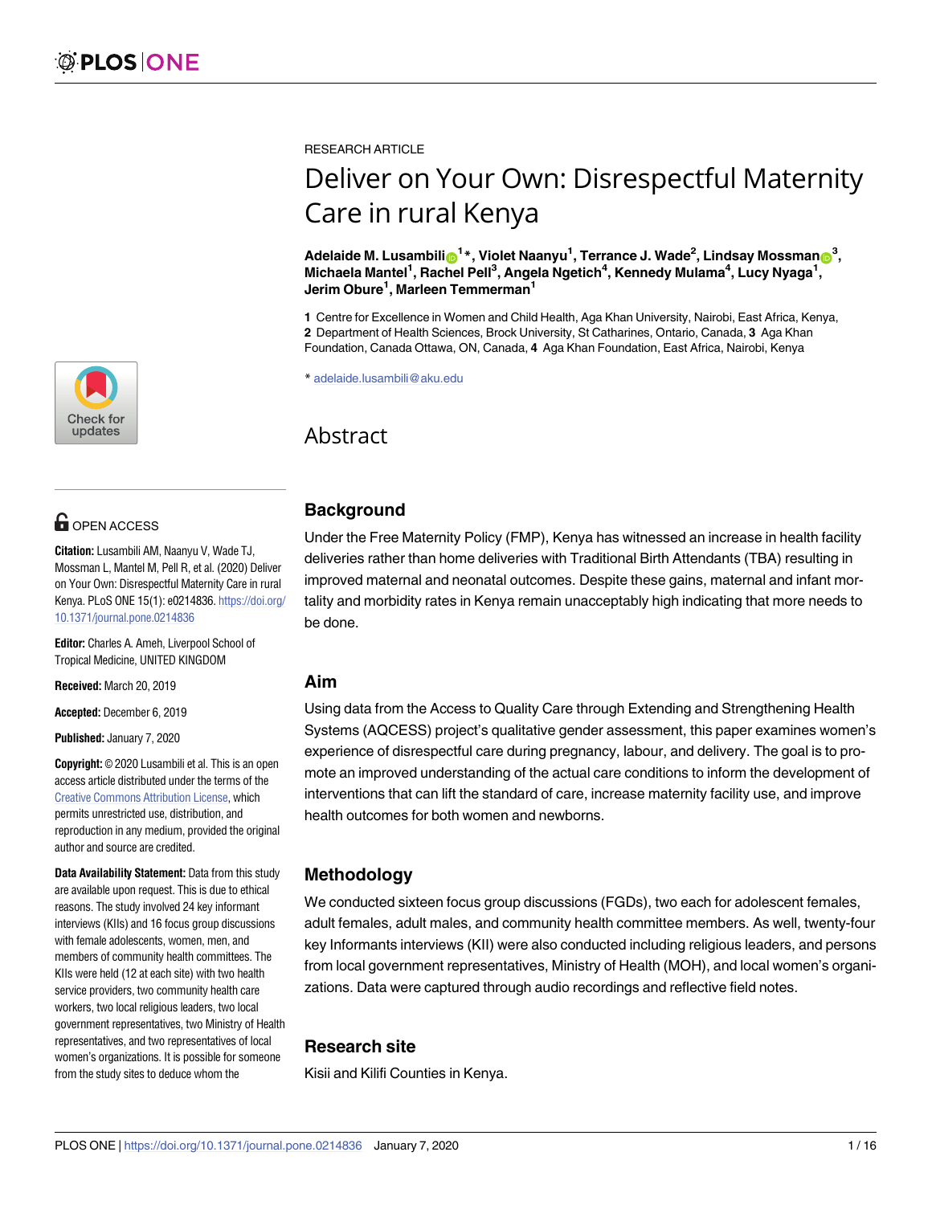RESEARCH ARTICLE

# Deliver on Your Own: Disrespectful Maternity Care in rural Kenya

**Adelaide M. Lusambili[1]*, Violet Naanyu[1], Terrance J. Wade[2], Lindsay Mossman[3], Michaela Mantel[1], Rachel Pell[3], Angela Ngetich[4], Kennedy Mulama[4], Lucy Nyaga[1], Jerim Obure[1], Marleen Temmerman[1]**

**1** Centre for Excellence in Women and Child Health, Aga Khan University, Nairobi, East Africa, Kenya, **2** Department of Health Sciences, Brock University, St Catharines, Ontario, Canada, **3** Aga Khan Foundation, Canada Ottawa, ON, Canada, **4** Aga Khan Foundation, East Africa, Nairobi, Kenya

* adelaide.lusambili@aku.edu

OPEN ACCESS

**Citation:** Lusambili AM, Naanyu V, Wade TJ, Mossman L, Mantel M, Pell R, et al. (2020) Deliver on Your Own: Disrespectful Maternity Care in rural Kenya. PLoS ONE 15(1): e0214836. https://doi.org/10.1371/journal.pone.0214836

**Editor:** Charles A. Ameh, Liverpool School of Tropical Medicine, UNITED KINGDOM

**Received:** March 20, 2019

**Accepted:** December 6, 2019

**Published:** January 7, 2020

**Copyright:** © 2020 Lusambili et al. This is an open access article distributed under the terms of the Creative Commons Attribution License, which permits unrestricted use, distribution, and reproduction in any medium, provided the original author and source are credited.

**Data Availability Statement:** Data from this study are available upon request. This is due to ethical reasons. The study involved 24 key informant interviews (KIIs) and 16 focus group discussions with female adolescents, women, men, and members of community health committees. The KIIs were held (12 at each site) with two health service providers, two community health care workers, two local religious leaders, two local government representatives, two Ministry of Health representatives, and two representatives of local women's organizations. It is possible for someone from the study sites to deduce whom the

## Abstract

### Background

Under the Free Maternity Policy (FMP), Kenya has witnessed an increase in health facility deliveries rather than home deliveries with Traditional Birth Attendants (TBA) resulting in improved maternal and neonatal outcomes. Despite these gains, maternal and infant mortality and morbidity rates in Kenya remain unacceptably high indicating that more needs to be done.

### Aim

Using data from the Access to Quality Care through Extending and Strengthening Health Systems (AQCESS) project's qualitative gender assessment, this paper examines women's experience of disrespectful care during pregnancy, labour, and delivery. The goal is to promote an improved understanding of the actual care conditions to inform the development of interventions that can lift the standard of care, increase maternity facility use, and improve health outcomes for both women and newborns.

### Methodology

We conducted sixteen focus group discussions (FGDs), two each for adolescent females, adult females, adult males, and community health committee members. As well, twenty-four key Informants interviews (KII) were also conducted including religious leaders, and persons from local government representatives, Ministry of Health (MOH), and local women's organizations. Data were captured through audio recordings and reflective field notes.

### Research site

Kisii and Kilifi Counties in Kenya.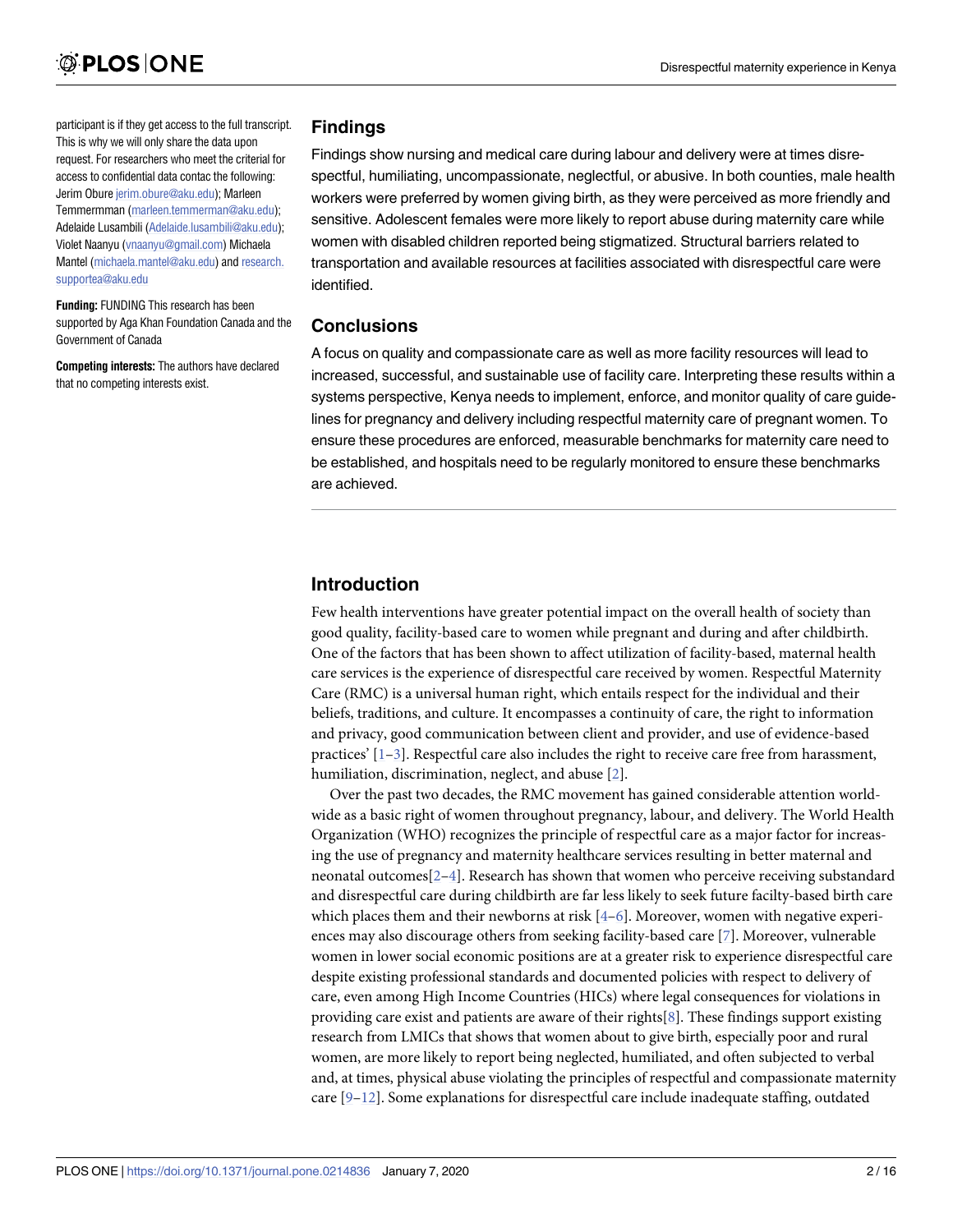participant is if they get access to the full transcript. This is why we will only share the data upon request. For researchers who meet the criterial for access to confidential data contac the following: Jerim Obure jerim.obure@aku.edu); Marleen Temmermman (marleen.temmerman@aku.edu); Adelaide Lusambili (Adelaide.lusambili@aku.edu); Violet Naanyu (vnaanyu@gmail.com) Michaela Mantel (michaela.mantel@aku.edu) and research.supportea@aku.edu

**Funding:** FUNDING This research has been supported by Aga Khan Foundation Canada and the Government of Canada

**Competing interests:** The authors have declared that no competing interests exist.

## Findings

Findings show nursing and medical care during labour and delivery were at times disrespectful, humiliating, uncompassionate, neglectful, or abusive. In both counties, male health workers were preferred by women giving birth, as they were perceived as more friendly and sensitive. Adolescent females were more likely to report abuse during maternity care while women with disabled children reported being stigmatized. Structural barriers related to transportation and available resources at facilities associated with disrespectful care were identified.

## Conclusions

A focus on quality and compassionate care as well as more facility resources will lead to increased, successful, and sustainable use of facility care. Interpreting these results within a systems perspective, Kenya needs to implement, enforce, and monitor quality of care guidelines for pregnancy and delivery including respectful maternity care of pregnant women. To ensure these procedures are enforced, measurable benchmarks for maternity care need to be established, and hospitals need to be regularly monitored to ensure these benchmarks are achieved.

## Introduction

Few health interventions have greater potential impact on the overall health of society than good quality, facility-based care to women while pregnant and during and after childbirth. One of the factors that has been shown to affect utilization of facility-based, maternal health care services is the experience of disrespectful care received by women. Respectful Maternity Care (RMC) is a universal human right, which entails respect for the individual and their beliefs, traditions, and culture. It encompasses a continuity of care, the right to information and privacy, good communication between client and provider, and use of evidence-based practices' [1–3]. Respectful care also includes the right to receive care free from harassment, humiliation, discrimination, neglect, and abuse [2].

Over the past two decades, the RMC movement has gained considerable attention worldwide as a basic right of women throughout pregnancy, labour, and delivery. The World Health Organization (WHO) recognizes the principle of respectful care as a major factor for increasing the use of pregnancy and maternity healthcare services resulting in better maternal and neonatal outcomes[2–4]. Research has shown that women who perceive receiving substandard and disrespectful care during childbirth are far less likely to seek future facilty-based birth care which places them and their newborns at risk [4–6]. Moreover, women with negative experiences may also discourage others from seeking facility-based care [7]. Moreover, vulnerable women in lower social economic positions are at a greater risk to experience disrespectful care despite existing professional standards and documented policies with respect to delivery of care, even among High Income Countries (HICs) where legal consequences for violations in providing care exist and patients are aware of their rights[8]. These findings support existing research from LMICs that shows that women about to give birth, especially poor and rural women, are more likely to report being neglected, humiliated, and often subjected to verbal and, at times, physical abuse violating the principles of respectful and compassionate maternity care [9–12]. Some explanations for disrespectful care include inadequate staffing, outdated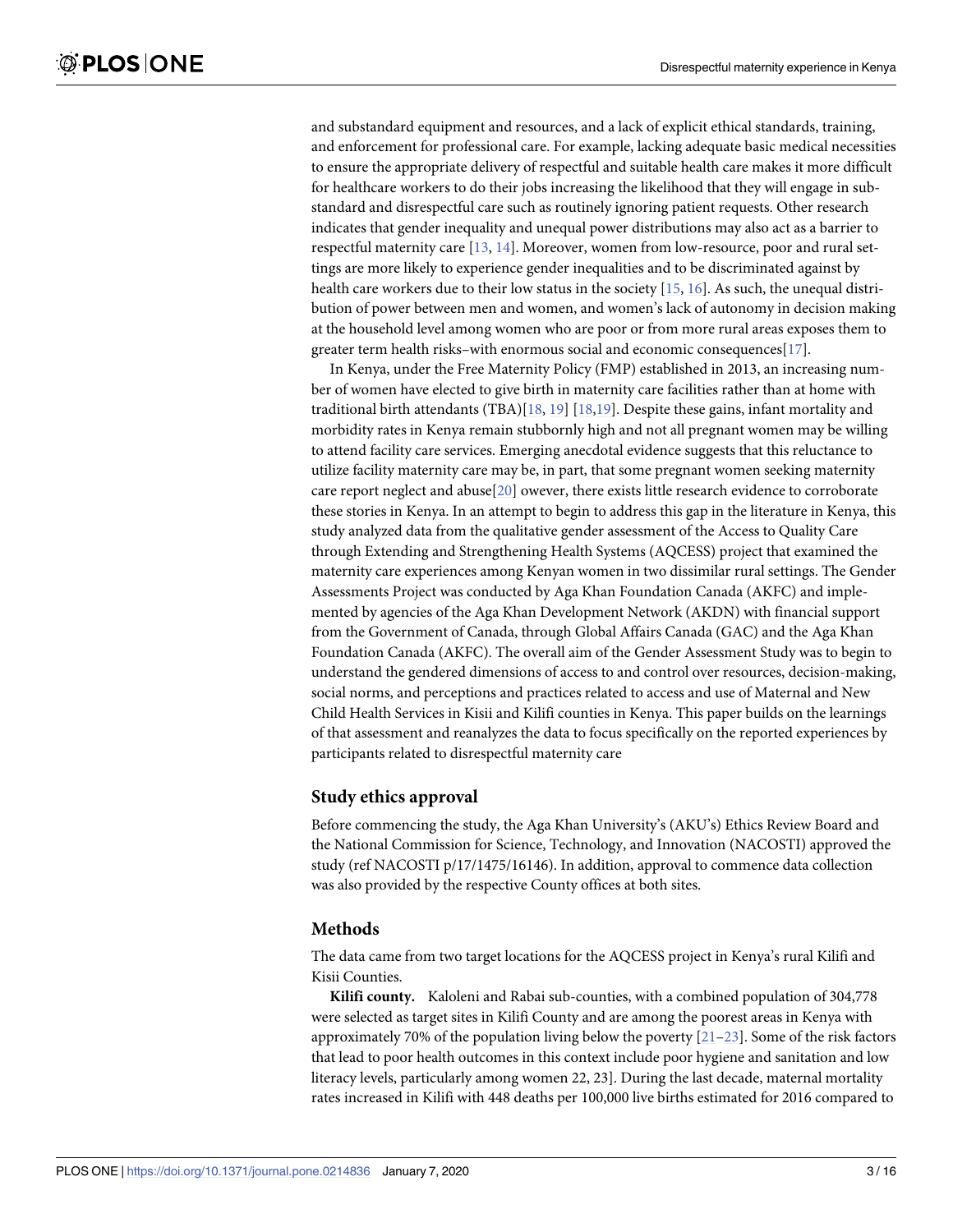and substandard equipment and resources, and a lack of explicit ethical standards, training, and enforcement for professional care. For example, lacking adequate basic medical necessities to ensure the appropriate delivery of respectful and suitable health care makes it more difficult for healthcare workers to do their jobs increasing the likelihood that they will engage in substandard and disrespectful care such as routinely ignoring patient requests. Other research indicates that gender inequality and unequal power distributions may also act as a barrier to respectful maternity care [13, 14]. Moreover, women from low-resource, poor and rural settings are more likely to experience gender inequalities and to be discriminated against by health care workers due to their low status in the society [15, 16]. As such, the unequal distribution of power between men and women, and women's lack of autonomy in decision making at the household level among women who are poor or from more rural areas exposes them to greater term health risks–with enormous social and economic consequences[17].

In Kenya, under the Free Maternity Policy (FMP) established in 2013, an increasing number of women have elected to give birth in maternity care facilities rather than at home with traditional birth attendants (TBA)[18, 19] [18,19]. Despite these gains, infant mortality and morbidity rates in Kenya remain stubbornly high and not all pregnant women may be willing to attend facility care services. Emerging anecdotal evidence suggests that this reluctance to utilize facility maternity care may be, in part, that some pregnant women seeking maternity care report neglect and abuse[20] owever, there exists little research evidence to corroborate these stories in Kenya. In an attempt to begin to address this gap in the literature in Kenya, this study analyzed data from the qualitative gender assessment of the Access to Quality Care through Extending and Strengthening Health Systems (AQCESS) project that examined the maternity care experiences among Kenyan women in two dissimilar rural settings. The Gender Assessments Project was conducted by Aga Khan Foundation Canada (AKFC) and implemented by agencies of the Aga Khan Development Network (AKDN) with financial support from the Government of Canada, through Global Affairs Canada (GAC) and the Aga Khan Foundation Canada (AKFC). The overall aim of the Gender Assessment Study was to begin to understand the gendered dimensions of access to and control over resources, decision-making, social norms, and perceptions and practices related to access and use of Maternal and New Child Health Services in Kisii and Kilifi counties in Kenya. This paper builds on the learnings of that assessment and reanalyzes the data to focus specifically on the reported experiences by participants related to disrespectful maternity care

## Study ethics approval

Before commencing the study, the Aga Khan University's (AKU's) Ethics Review Board and the National Commission for Science, Technology, and Innovation (NACOSTI) approved the study (ref NACOSTI p/17/1475/16146). In addition, approval to commence data collection was also provided by the respective County offices at both sites.

## Methods

The data came from two target locations for the AQCESS project in Kenya's rural Kilifi and Kisii Counties.

**Kilifi county.** Kaloleni and Rabai sub-counties, with a combined population of 304,778 were selected as target sites in Kilifi County and are among the poorest areas in Kenya with approximately 70% of the population living below the poverty [21–23]. Some of the risk factors that lead to poor health outcomes in this context include poor hygiene and sanitation and low literacy levels, particularly among women 22, 23]. During the last decade, maternal mortality rates increased in Kilifi with 448 deaths per 100,000 live births estimated for 2016 compared to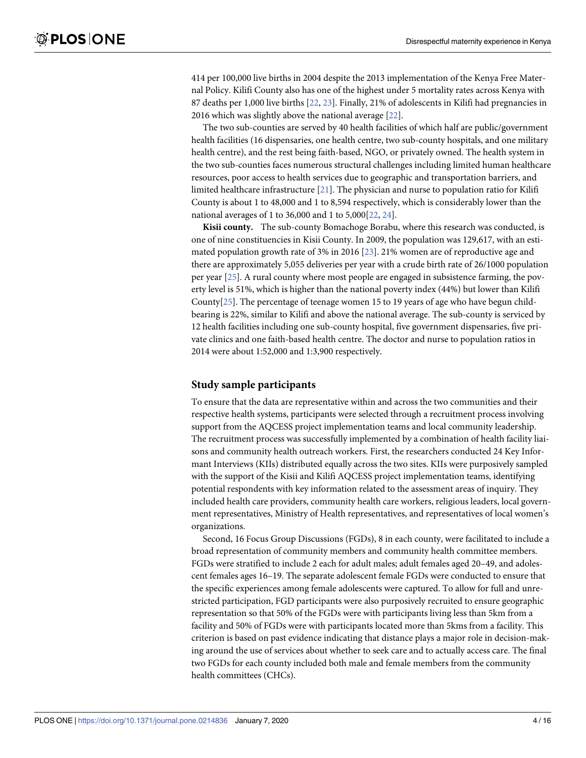414 per 100,000 live births in 2004 despite the 2013 implementation of the Kenya Free Maternal Policy. Kilifi County also has one of the highest under 5 mortality rates across Kenya with 87 deaths per 1,000 live births [22, 23]. Finally, 21% of adolescents in Kilifi had pregnancies in 2016 which was slightly above the national average [22].

The two sub-counties are served by 40 health facilities of which half are public/government health facilities (16 dispensaries, one health centre, two sub-county hospitals, and one military health centre), and the rest being faith-based, NGO, or privately owned. The health system in the two sub-counties faces numerous structural challenges including limited human healthcare resources, poor access to health services due to geographic and transportation barriers, and limited healthcare infrastructure [21]. The physician and nurse to population ratio for Kilifi County is about 1 to 48,000 and 1 to 8,594 respectively, which is considerably lower than the national averages of 1 to 36,000 and 1 to 5,000[22, 24].

**Kisii county.** The sub-county Bomachoge Borabu, where this research was conducted, is one of nine constituencies in Kisii County. In 2009, the population was 129,617, with an estimated population growth rate of 3% in 2016 [23]. 21% women are of reproductive age and there are approximately 5,055 deliveries per year with a crude birth rate of 26/1000 population per year [25]. A rural county where most people are engaged in subsistence farming, the poverty level is 51%, which is higher than the national poverty index (44%) but lower than Kilifi County[25]. The percentage of teenage women 15 to 19 years of age who have begun childbearing is 22%, similar to Kilifi and above the national average. The sub-county is serviced by 12 health facilities including one sub-county hospital, five government dispensaries, five private clinics and one faith-based health centre. The doctor and nurse to population ratios in 2014 were about 1:52,000 and 1:3,900 respectively.

## Study sample participants

To ensure that the data are representative within and across the two communities and their respective health systems, participants were selected through a recruitment process involving support from the AQCESS project implementation teams and local community leadership. The recruitment process was successfully implemented by a combination of health facility liaisons and community health outreach workers. First, the researchers conducted 24 Key Informant Interviews (KIIs) distributed equally across the two sites. KIIs were purposively sampled with the support of the Kisii and Kilifi AQCESS project implementation teams, identifying potential respondents with key information related to the assessment areas of inquiry. They included health care providers, community health care workers, religious leaders, local government representatives, Ministry of Health representatives, and representatives of local women's organizations.

Second, 16 Focus Group Discussions (FGDs), 8 in each county, were facilitated to include a broad representation of community members and community health committee members. FGDs were stratified to include 2 each for adult males; adult females aged 20–49, and adolescent females ages 16–19. The separate adolescent female FGDs were conducted to ensure that the specific experiences among female adolescents were captured. To allow for full and unrestricted participation, FGD participants were also purposively recruited to ensure geographic representation so that 50% of the FGDs were with participants living less than 5km from a facility and 50% of FGDs were with participants located more than 5kms from a facility. This criterion is based on past evidence indicating that distance plays a major role in decision-making around the use of services about whether to seek care and to actually access care. The final two FGDs for each county included both male and female members from the community health committees (CHCs).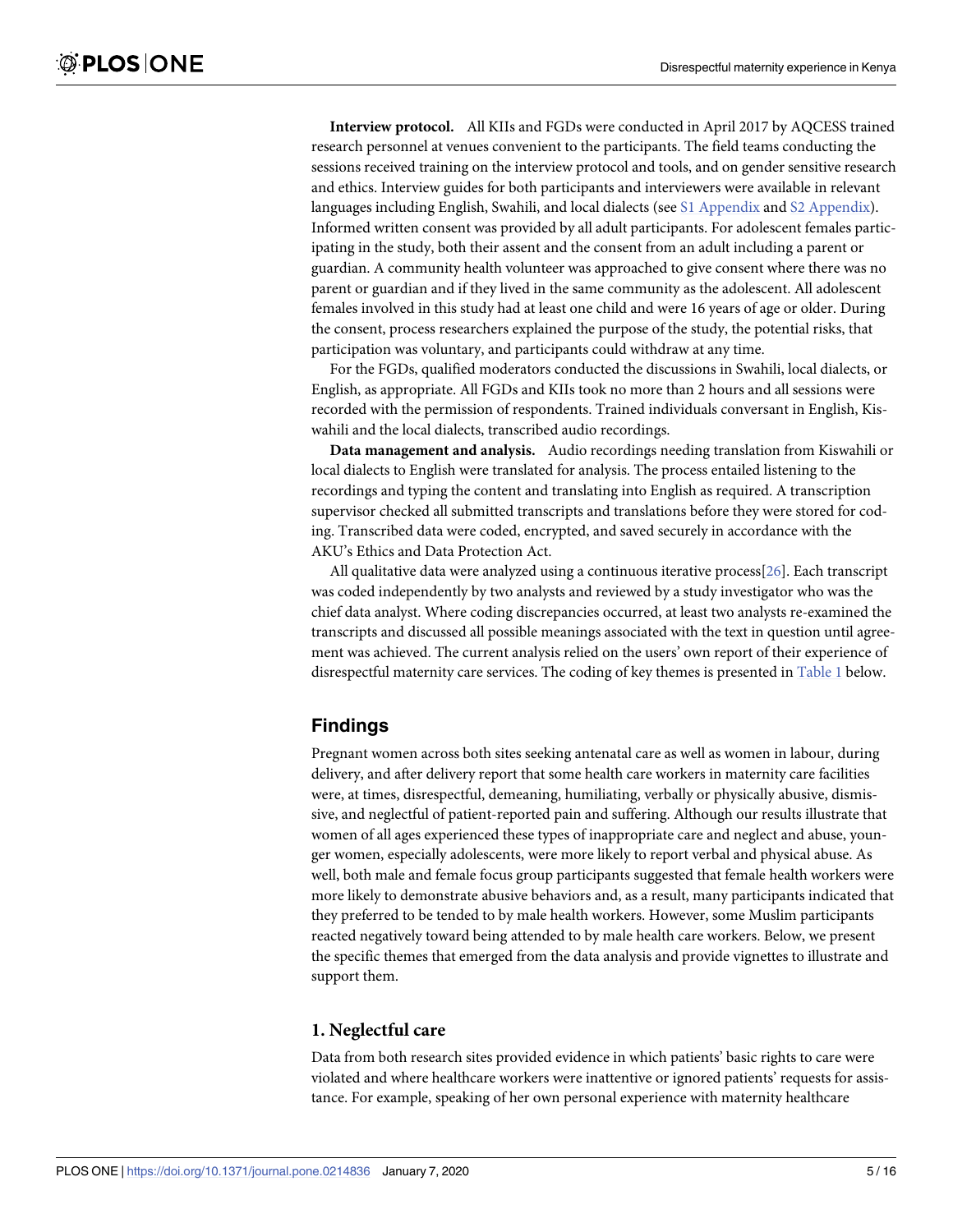**Interview protocol.** All KIIs and FGDs were conducted in April 2017 by AQCESS trained research personnel at venues convenient to the participants. The field teams conducting the sessions received training on the interview protocol and tools, and on gender sensitive research and ethics. Interview guides for both participants and interviewers were available in relevant languages including English, Swahili, and local dialects (see S1 Appendix and S2 Appendix). Informed written consent was provided by all adult participants. For adolescent females participating in the study, both their assent and the consent from an adult including a parent or guardian. A community health volunteer was approached to give consent where there was no parent or guardian and if they lived in the same community as the adolescent. All adolescent females involved in this study had at least one child and were 16 years of age or older. During the consent, process researchers explained the purpose of the study, the potential risks, that participation was voluntary, and participants could withdraw at any time.

For the FGDs, qualified moderators conducted the discussions in Swahili, local dialects, or English, as appropriate. All FGDs and KIIs took no more than 2 hours and all sessions were recorded with the permission of respondents. Trained individuals conversant in English, Kiswahili and the local dialects, transcribed audio recordings.

**Data management and analysis.** Audio recordings needing translation from Kiswahili or local dialects to English were translated for analysis. The process entailed listening to the recordings and typing the content and translating into English as required. A transcription supervisor checked all submitted transcripts and translations before they were stored for coding. Transcribed data were coded, encrypted, and saved securely in accordance with the AKU's Ethics and Data Protection Act.

All qualitative data were analyzed using a continuous iterative process[26]. Each transcript was coded independently by two analysts and reviewed by a study investigator who was the chief data analyst. Where coding discrepancies occurred, at least two analysts re-examined the transcripts and discussed all possible meanings associated with the text in question until agreement was achieved. The current analysis relied on the users' own report of their experience of disrespectful maternity care services. The coding of key themes is presented in Table 1 below.

## Findings

Pregnant women across both sites seeking antenatal care as well as women in labour, during delivery, and after delivery report that some health care workers in maternity care facilities were, at times, disrespectful, demeaning, humiliating, verbally or physically abusive, dismissive, and neglectful of patient-reported pain and suffering. Although our results illustrate that women of all ages experienced these types of inappropriate care and neglect and abuse, younger women, especially adolescents, were more likely to report verbal and physical abuse. As well, both male and female focus group participants suggested that female health workers were more likely to demonstrate abusive behaviors and, as a result, many participants indicated that they preferred to be tended to by male health workers. However, some Muslim participants reacted negatively toward being attended to by male health care workers. Below, we present the specific themes that emerged from the data analysis and provide vignettes to illustrate and support them.

### 1. Neglectful care

Data from both research sites provided evidence in which patients' basic rights to care were violated and where healthcare workers were inattentive or ignored patients' requests for assistance. For example, speaking of her own personal experience with maternity healthcare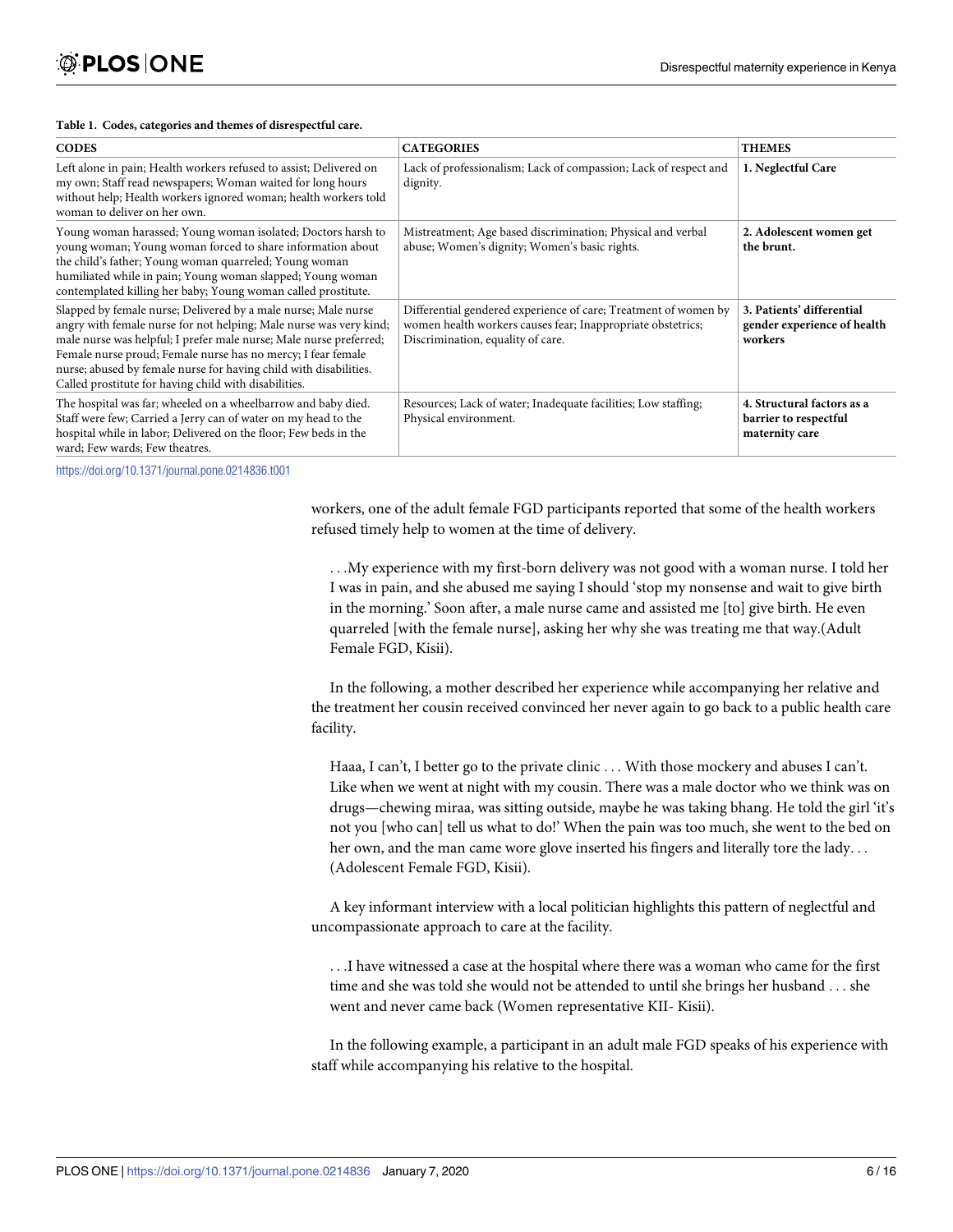**Table 1. Codes, categories and themes of disrespectful care.**

| CODES | CATEGORIES | THEMES |
| --- | --- | --- |
| Left alone in pain; Health workers refused to assist; Delivered on my own; Staff read newspapers; Woman waited for long hours without help; Health workers ignored woman; health workers told woman to deliver on her own. | Lack of professionalism; Lack of compassion; Lack of respect and dignity. | **1. Neglectful Care** |
| Young woman harassed; Young woman isolated; Doctors harsh to young woman; Young woman forced to share information about the child's father; Young woman quarreled; Young woman humiliated while in pain; Young woman slapped; Young woman contemplated killing her baby; Young woman called prostitute. | Mistreatment; Age based discrimination; Physical and verbal abuse; Women's dignity; Women's basic rights. | **2. Adolescent women get the brunt.** |
| Slapped by female nurse; Delivered by a male nurse; Male nurse angry with female nurse for not helping; Male nurse was very kind; male nurse was helpful; I prefer male nurse; Male nurse preferred; Female nurse proud; Female nurse has no mercy; I fear female nurse; abused by female nurse for having child with disabilities. Called prostitute for having child with disabilities. | Differential gendered experience of care; Treatment of women by women health workers causes fear; Inappropriate obstetrics; Discrimination, equality of care. | **3. Patients' differential gender experience of health workers** |
| The hospital was far; wheeled on a wheelbarrow and baby died. Staff were few; Carried a Jerry can of water on my head to the hospital while in labor; Delivered on the floor; Few beds in the ward; Few wards; Few theatres. | Resources; Lack of water; Inadequate facilities; Low staffing; Physical environment. | **4. Structural factors as a barrier to respectful maternity care** |

https://doi.org/10.1371/journal.pone.0214836.t001

workers, one of the adult female FGD participants reported that some of the health workers refused timely help to women at the time of delivery.

> . . .My experience with my first-born delivery was not good with a woman nurse. I told her I was in pain, and she abused me saying I should 'stop my nonsense and wait to give birth in the morning.' Soon after, a male nurse came and assisted me [to] give birth. He even quarreled [with the female nurse], asking her why she was treating me that way.(Adult Female FGD, Kisii).

In the following, a mother described her experience while accompanying her relative and the treatment her cousin received convinced her never again to go back to a public health care facility.

> Haaa, I can't, I better go to the private clinic . . . With those mockery and abuses I can't. Like when we went at night with my cousin. There was a male doctor who we think was on drugs—chewing miraa, was sitting outside, maybe he was taking bhang. He told the girl 'it's not you [who can] tell us what to do!' When the pain was too much, she went to the bed on her own, and the man came wore glove inserted his fingers and literally tore the lady. . . (Adolescent Female FGD, Kisii).

A key informant interview with a local politician highlights this pattern of neglectful and uncompassionate approach to care at the facility.

> . . .I have witnessed a case at the hospital where there was a woman who came for the first time and she was told she would not be attended to until she brings her husband . . . she went and never came back (Women representative KII- Kisii).

In the following example, a participant in an adult male FGD speaks of his experience with staff while accompanying his relative to the hospital.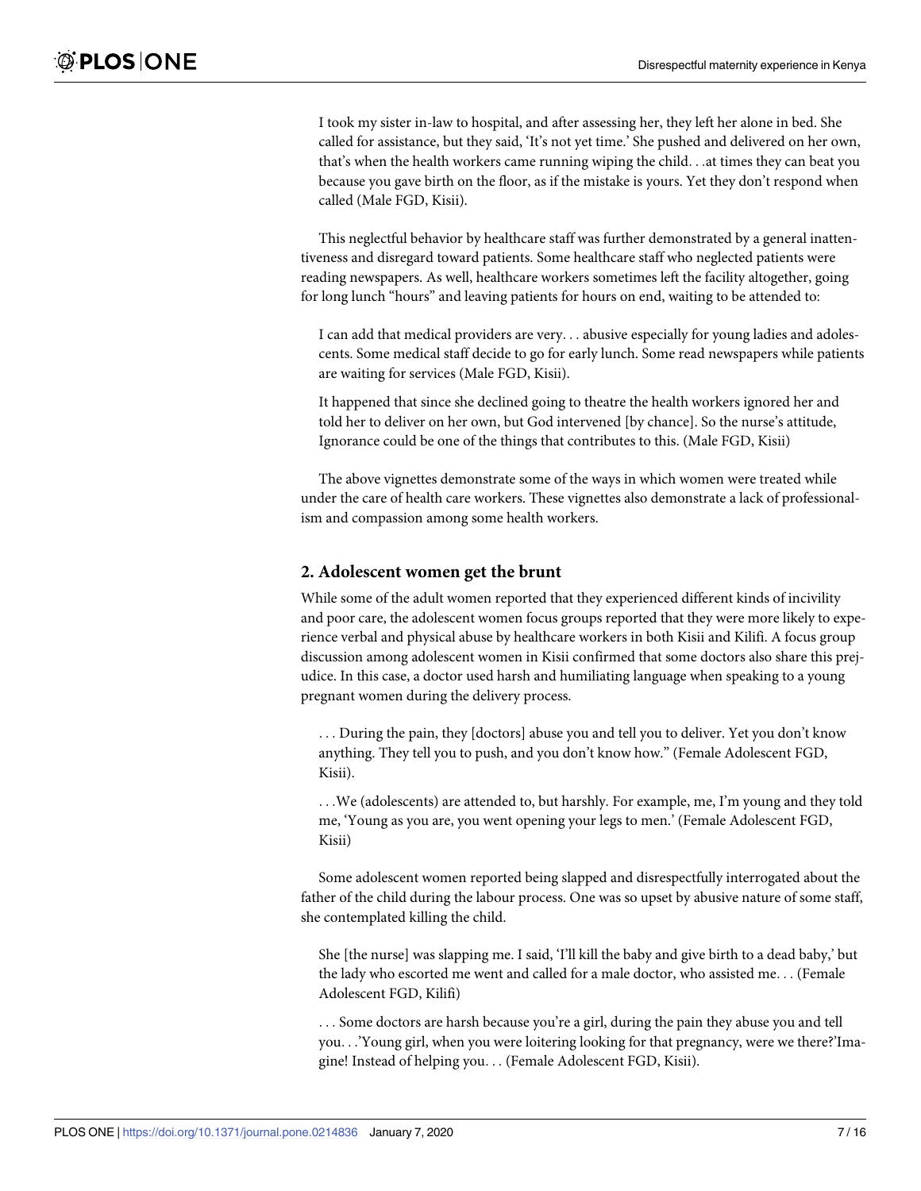> I took my sister in-law to hospital, and after assessing her, they left her alone in bed. She called for assistance, but they said, 'It's not yet time.' She pushed and delivered on her own, that's when the health workers came running wiping the child. . .at times they can beat you because you gave birth on the floor, as if the mistake is yours. Yet they don't respond when called (Male FGD, Kisii).

This neglectful behavior by healthcare staff was further demonstrated by a general inattentiveness and disregard toward patients. Some healthcare staff who neglected patients were reading newspapers. As well, healthcare workers sometimes left the facility altogether, going for long lunch "hours" and leaving patients for hours on end, waiting to be attended to:

> I can add that medical providers are very. . . abusive especially for young ladies and adolescents. Some medical staff decide to go for early lunch. Some read newspapers while patients are waiting for services (Male FGD, Kisii).

> It happened that since she declined going to theatre the health workers ignored her and told her to deliver on her own, but God intervened [by chance]. So the nurse's attitude, Ignorance could be one of the things that contributes to this. (Male FGD, Kisii)

The above vignettes demonstrate some of the ways in which women were treated while under the care of health care workers. These vignettes also demonstrate a lack of professionalism and compassion among some health workers.

## 2. Adolescent women get the brunt

While some of the adult women reported that they experienced different kinds of incivility and poor care, the adolescent women focus groups reported that they were more likely to experience verbal and physical abuse by healthcare workers in both Kisii and Kilifi. A focus group discussion among adolescent women in Kisii confirmed that some doctors also share this prejudice. In this case, a doctor used harsh and humiliating language when speaking to a young pregnant women during the delivery process.

> . . . During the pain, they [doctors] abuse you and tell you to deliver. Yet you don't know anything. They tell you to push, and you don't know how." (Female Adolescent FGD, Kisii).

> . . .We (adolescents) are attended to, but harshly. For example, me, I'm young and they told me, 'Young as you are, you went opening your legs to men.' (Female Adolescent FGD, Kisii)

Some adolescent women reported being slapped and disrespectfully interrogated about the father of the child during the labour process. One was so upset by abusive nature of some staff, she contemplated killing the child.

> She [the nurse] was slapping me. I said, 'I'll kill the baby and give birth to a dead baby,' but the lady who escorted me went and called for a male doctor, who assisted me. . . (Female Adolescent FGD, Kilifi)

> . . . Some doctors are harsh because you're a girl, during the pain they abuse you and tell you. . .'Young girl, when you were loitering looking for that pregnancy, were we there?'Imagine! Instead of helping you. . . (Female Adolescent FGD, Kisii).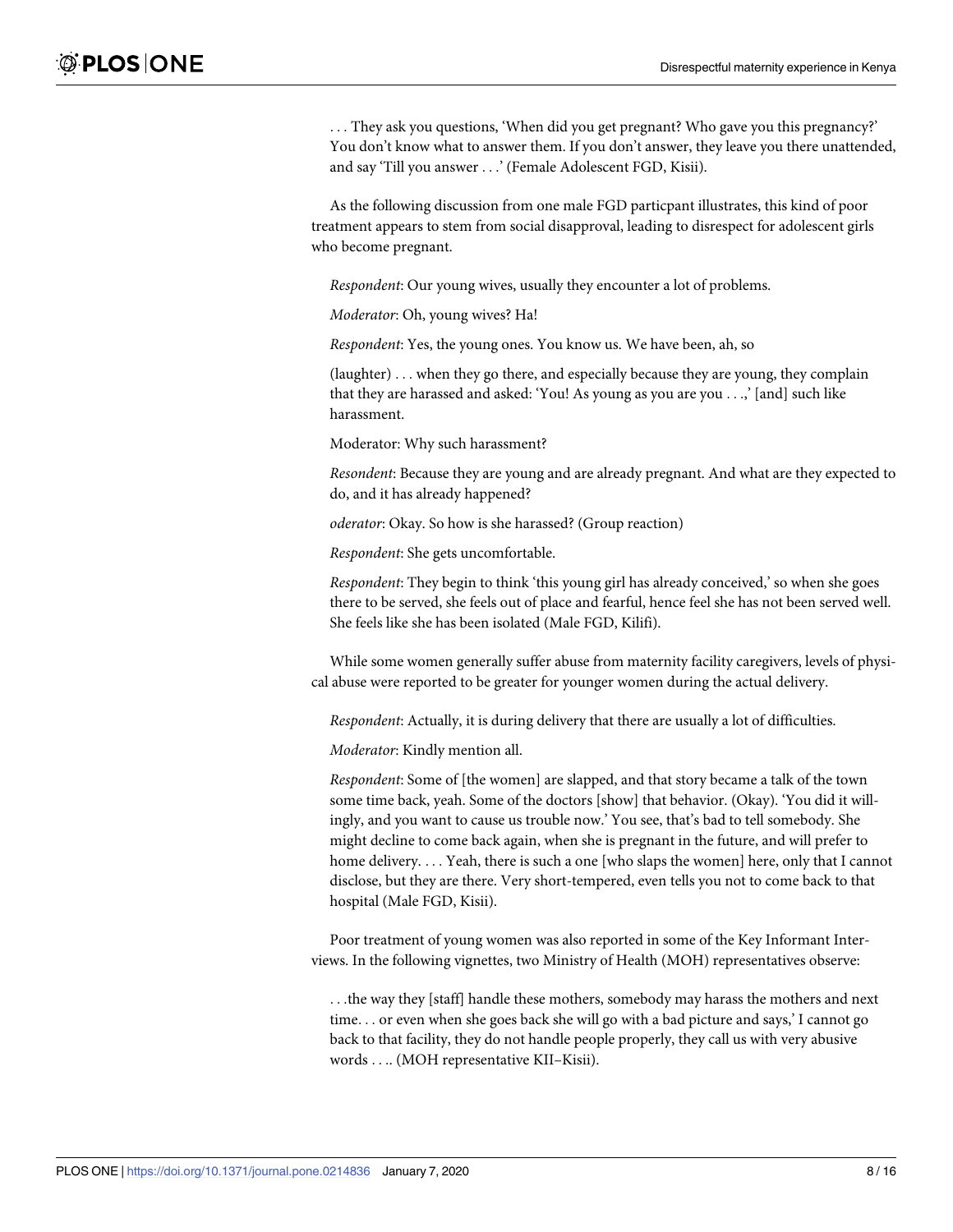. . . They ask you questions, 'When did you get pregnant? Who gave you this pregnancy?' You don't know what to answer them. If you don't answer, they leave you there unattended, and say 'Till you answer . . .' (Female Adolescent FGD, Kisii).

As the following discussion from one male FGD particpant illustrates, this kind of poor treatment appears to stem from social disapproval, leading to disrespect for adolescent girls who become pregnant.

*Respondent*: Our young wives, usually they encounter a lot of problems.

*Moderator*: Oh, young wives? Ha!

*Respondent*: Yes, the young ones. You know us. We have been, ah, so

(laughter) . . . when they go there, and especially because they are young, they complain that they are harassed and asked: 'You! As young as you are you . . .,' [and] such like harassment.

Moderator: Why such harassment?

*Resondent*: Because they are young and are already pregnant. And what are they expected to do, and it has already happened?

*oderator*: Okay. So how is she harassed? (Group reaction)

*Respondent*: She gets uncomfortable.

*Respondent*: They begin to think 'this young girl has already conceived,' so when she goes there to be served, she feels out of place and fearful, hence feel she has not been served well. She feels like she has been isolated (Male FGD, Kilifi).

While some women generally suffer abuse from maternity facility caregivers, levels of physical abuse were reported to be greater for younger women during the actual delivery.

*Respondent*: Actually, it is during delivery that there are usually a lot of difficulties.

*Moderator*: Kindly mention all.

*Respondent*: Some of [the women] are slapped, and that story became a talk of the town some time back, yeah. Some of the doctors [show] that behavior. (Okay). 'You did it willingly, and you want to cause us trouble now.' You see, that's bad to tell somebody. She might decline to come back again, when she is pregnant in the future, and will prefer to home delivery. . . . Yeah, there is such a one [who slaps the women] here, only that I cannot disclose, but they are there. Very short-tempered, even tells you not to come back to that hospital (Male FGD, Kisii).

Poor treatment of young women was also reported in some of the Key Informant Interviews. In the following vignettes, two Ministry of Health (MOH) representatives observe:

. . .the way they [staff] handle these mothers, somebody may harass the mothers and next time. . . or even when she goes back she will go with a bad picture and says,' I cannot go back to that facility, they do not handle people properly, they call us with very abusive words . . .. (MOH representative KII–Kisii).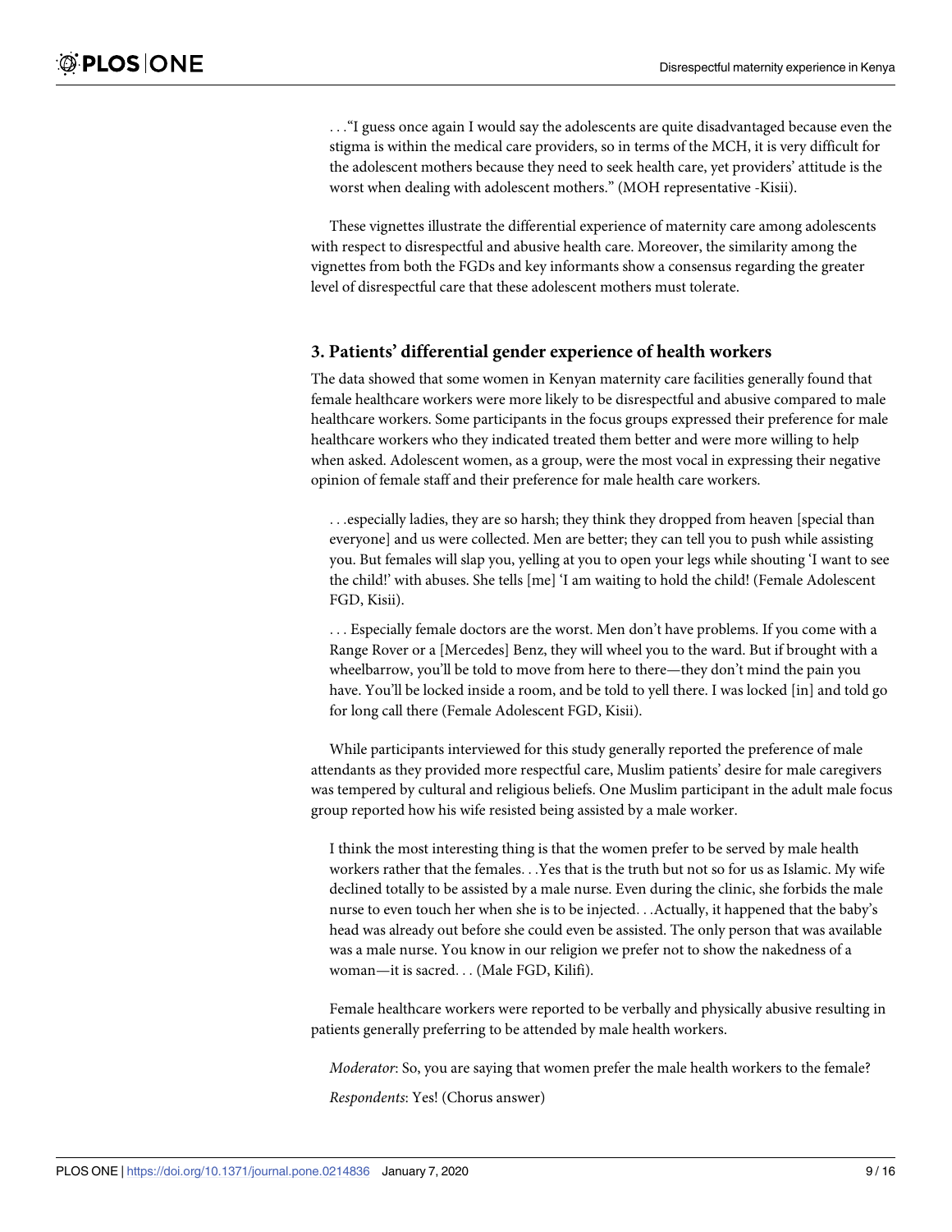. . ."I guess once again I would say the adolescents are quite disadvantaged because even the stigma is within the medical care providers, so in terms of the MCH, it is very difficult for the adolescent mothers because they need to seek health care, yet providers' attitude is the worst when dealing with adolescent mothers." (MOH representative -Kisii).

These vignettes illustrate the differential experience of maternity care among adolescents with respect to disrespectful and abusive health care. Moreover, the similarity among the vignettes from both the FGDs and key informants show a consensus regarding the greater level of disrespectful care that these adolescent mothers must tolerate.

### 3. Patients' differential gender experience of health workers

The data showed that some women in Kenyan maternity care facilities generally found that female healthcare workers were more likely to be disrespectful and abusive compared to male healthcare workers. Some participants in the focus groups expressed their preference for male healthcare workers who they indicated treated them better and were more willing to help when asked. Adolescent women, as a group, were the most vocal in expressing their negative opinion of female staff and their preference for male health care workers.

> . . .especially ladies, they are so harsh; they think they dropped from heaven [special than everyone] and us were collected. Men are better; they can tell you to push while assisting you. But females will slap you, yelling at you to open your legs while shouting 'I want to see the child!' with abuses. She tells [me] 'I am waiting to hold the child! (Female Adolescent FGD, Kisii).

> . . . Especially female doctors are the worst. Men don't have problems. If you come with a Range Rover or a [Mercedes] Benz, they will wheel you to the ward. But if brought with a wheelbarrow, you'll be told to move from here to there—they don't mind the pain you have. You'll be locked inside a room, and be told to yell there. I was locked [in] and told go for long call there (Female Adolescent FGD, Kisii).

While participants interviewed for this study generally reported the preference of male attendants as they provided more respectful care, Muslim patients' desire for male caregivers was tempered by cultural and religious beliefs. One Muslim participant in the adult male focus group reported how his wife resisted being assisted by a male worker.

> I think the most interesting thing is that the women prefer to be served by male health workers rather that the females. . .Yes that is the truth but not so for us as Islamic. My wife declined totally to be assisted by a male nurse. Even during the clinic, she forbids the male nurse to even touch her when she is to be injected. . .Actually, it happened that the baby's head was already out before she could even be assisted. The only person that was available was a male nurse. You know in our religion we prefer not to show the nakedness of a woman—it is sacred. . . (Male FGD, Kilifi).

Female healthcare workers were reported to be verbally and physically abusive resulting in patients generally preferring to be attended by male health workers.

> *Moderator*: So, you are saying that women prefer the male health workers to the female?
>
> *Respondents*: Yes! (Chorus answer)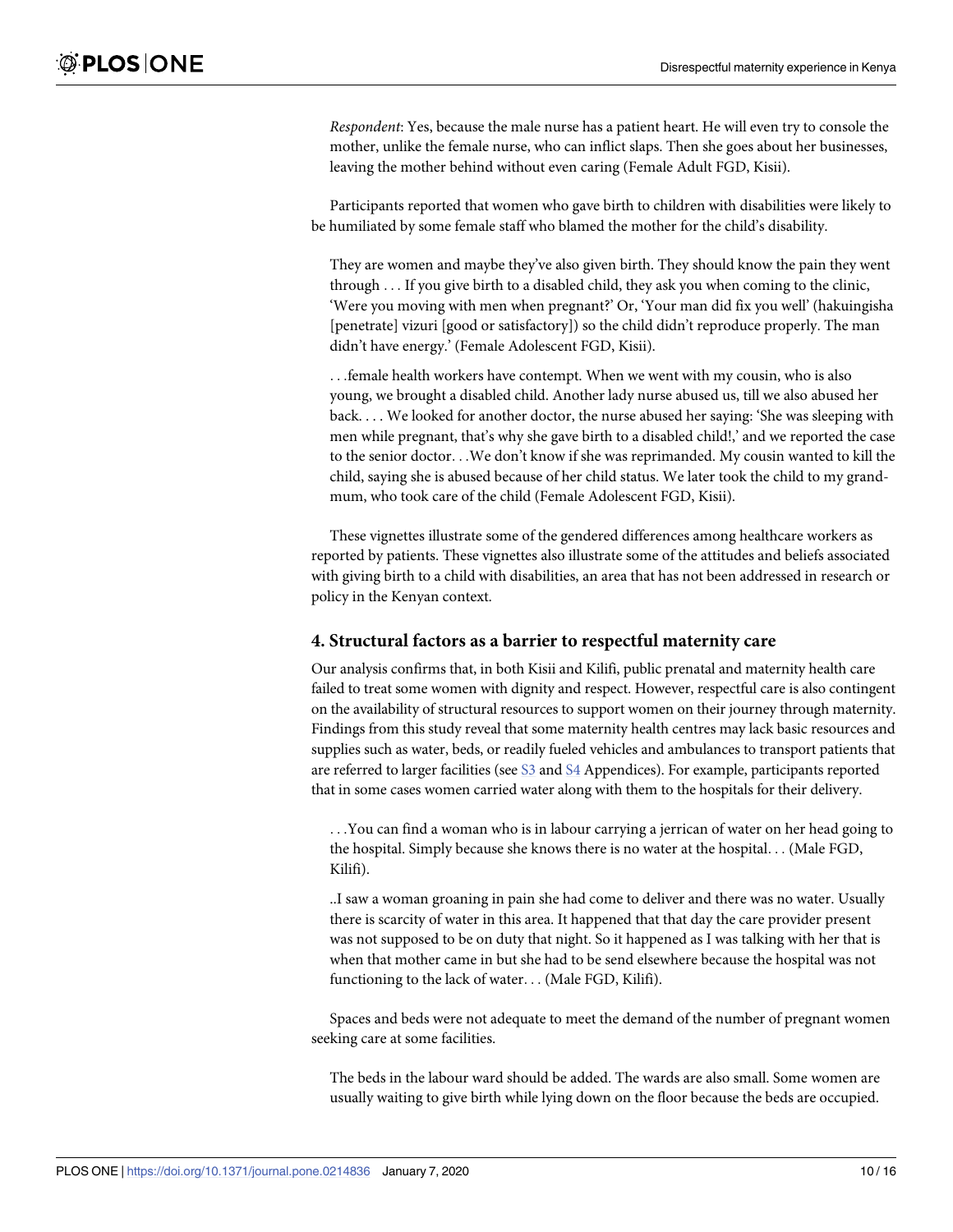*Respondent*: Yes, because the male nurse has a patient heart. He will even try to console the mother, unlike the female nurse, who can inflict slaps. Then she goes about her businesses, leaving the mother behind without even caring (Female Adult FGD, Kisii).

Participants reported that women who gave birth to children with disabilities were likely to be humiliated by some female staff who blamed the mother for the child's disability.

> They are women and maybe they've also given birth. They should know the pain they went through . . . If you give birth to a disabled child, they ask you when coming to the clinic, 'Were you moving with men when pregnant?' Or, 'Your man did fix you well' (hakuingisha [penetrate] vizuri [good or satisfactory]) so the child didn't reproduce properly. The man didn't have energy.' (Female Adolescent FGD, Kisii).

> . . .female health workers have contempt. When we went with my cousin, who is also young, we brought a disabled child. Another lady nurse abused us, till we also abused her back. . . . We looked for another doctor, the nurse abused her saying: 'She was sleeping with men while pregnant, that's why she gave birth to a disabled child!,' and we reported the case to the senior doctor. . .We don't know if she was reprimanded. My cousin wanted to kill the child, saying she is abused because of her child status. We later took the child to my grand-mum, who took care of the child (Female Adolescent FGD, Kisii).

These vignettes illustrate some of the gendered differences among healthcare workers as reported by patients. These vignettes also illustrate some of the attitudes and beliefs associated with giving birth to a child with disabilities, an area that has not been addressed in research or policy in the Kenyan context.

### 4. Structural factors as a barrier to respectful maternity care

Our analysis confirms that, in both Kisii and Kilifi, public prenatal and maternity health care failed to treat some women with dignity and respect. However, respectful care is also contingent on the availability of structural resources to support women on their journey through maternity. Findings from this study reveal that some maternity health centres may lack basic resources and supplies such as water, beds, or readily fueled vehicles and ambulances to transport patients that are referred to larger facilities (see S3 and S4 Appendices). For example, participants reported that in some cases women carried water along with them to the hospitals for their delivery.

> . . .You can find a woman who is in labour carrying a jerrican of water on her head going to the hospital. Simply because she knows there is no water at the hospital. . . (Male FGD, Kilifi).

> ..I saw a woman groaning in pain she had come to deliver and there was no water. Usually there is scarcity of water in this area. It happened that that day the care provider present was not supposed to be on duty that night. So it happened as I was talking with her that is when that mother came in but she had to be send elsewhere because the hospital was not functioning to the lack of water. . . (Male FGD, Kilifi).

Spaces and beds were not adequate to meet the demand of the number of pregnant women seeking care at some facilities.

> The beds in the labour ward should be added. The wards are also small. Some women are usually waiting to give birth while lying down on the floor because the beds are occupied.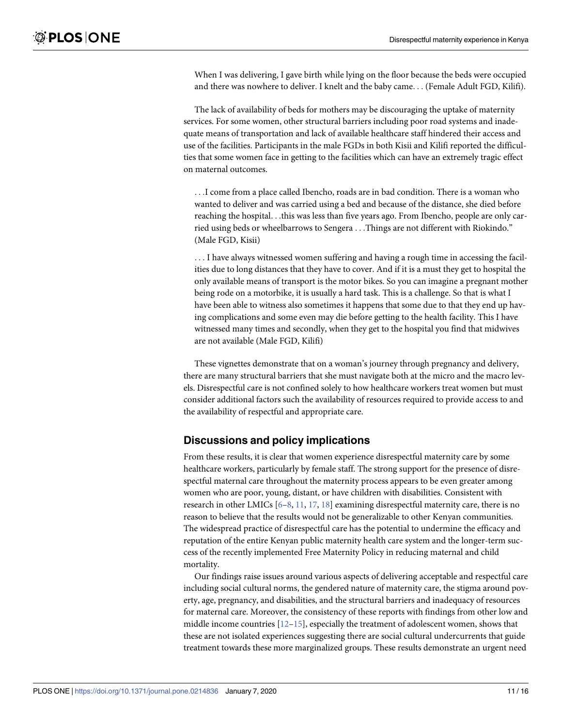When I was delivering, I gave birth while lying on the floor because the beds were occupied and there was nowhere to deliver. I knelt and the baby came. . . (Female Adult FGD, Kilifi).

The lack of availability of beds for mothers may be discouraging the uptake of maternity services. For some women, other structural barriers including poor road systems and inadequate means of transportation and lack of available healthcare staff hindered their access and use of the facilities. Participants in the male FGDs in both Kisii and Kilifi reported the difficulties that some women face in getting to the facilities which can have an extremely tragic effect on maternal outcomes.

. . .I come from a place called Ibencho, roads are in bad condition. There is a woman who wanted to deliver and was carried using a bed and because of the distance, she died before reaching the hospital. . .this was less than five years ago. From Ibencho, people are only carried using beds or wheelbarrows to Sengera . . .Things are not different with Riokindo." (Male FGD, Kisii)

. . . I have always witnessed women suffering and having a rough time in accessing the facilities due to long distances that they have to cover. And if it is a must they get to hospital the only available means of transport is the motor bikes. So you can imagine a pregnant mother being rode on a motorbike, it is usually a hard task. This is a challenge. So that is what I have been able to witness also sometimes it happens that some due to that they end up having complications and some even may die before getting to the health facility. This I have witnessed many times and secondly, when they get to the hospital you find that midwives are not available (Male FGD, Kilifi)

These vignettes demonstrate that on a woman's journey through pregnancy and delivery, there are many structural barriers that she must navigate both at the micro and the macro levels. Disrespectful care is not confined solely to how healthcare workers treat women but must consider additional factors such the availability of resources required to provide access to and the availability of respectful and appropriate care.

## Discussions and policy implications

From these results, it is clear that women experience disrespectful maternity care by some healthcare workers, particularly by female staff. The strong support for the presence of disrespectful maternal care throughout the maternity process appears to be even greater among women who are poor, young, distant, or have children with disabilities. Consistent with research in other LMICs [6–8, 11, 17, 18] examining disrespectful maternity care, there is no reason to believe that the results would not be generalizable to other Kenyan communities. The widespread practice of disrespectful care has the potential to undermine the efficacy and reputation of the entire Kenyan public maternity health care system and the longer-term success of the recently implemented Free Maternity Policy in reducing maternal and child mortality.

Our findings raise issues around various aspects of delivering acceptable and respectful care including social cultural norms, the gendered nature of maternity care, the stigma around poverty, age, pregnancy, and disabilities, and the structural barriers and inadequacy of resources for maternal care. Moreover, the consistency of these reports with findings from other low and middle income countries [12–15], especially the treatment of adolescent women, shows that these are not isolated experiences suggesting there are social cultural undercurrents that guide treatment towards these more marginalized groups. These results demonstrate an urgent need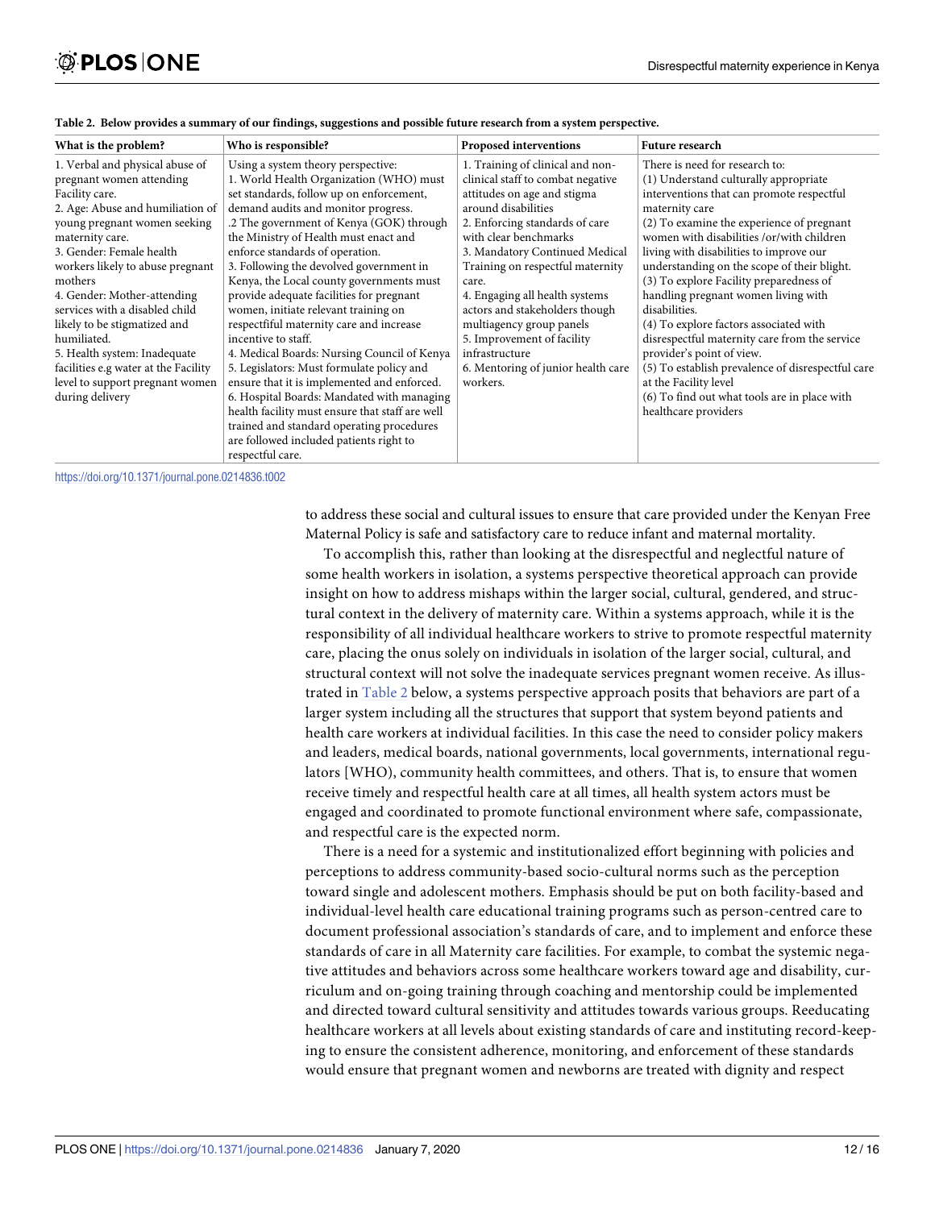**Table 2. Below provides a summary of our findings, suggestions and possible future research from a system perspective.**

| What is the problem? | Who is responsible? | Proposed interventions | Future research |
|---|---|---|---|
| 1. Verbal and physical abuse of pregnant women attending Facility care.<br>2. Age: Abuse and humiliation of young pregnant women seeking maternity care.<br>3. Gender: Female health workers likely to abuse pregnant mothers<br>4. Gender: Mother-attending services with a disabled child likely to be stigmatized and humiliated.<br>5. Health system: Inadequate facilities e.g water at the Facility level to support pregnant women during delivery | Using a system theory perspective:<br>1. World Health Organization (WHO) must set standards, follow up on enforcement, demand audits and monitor progress.<br>.2 The government of Kenya (GOK) through the Ministry of Health must enact and enforce standards of operation.<br>3. Following the devolved government in Kenya, the Local county governments must provide adequate facilities for pregnant women, initiate relevant training on respectfiful maternity care and increase incentive to staff.<br>4. Medical Boards: Nursing Council of Kenya<br>5. Legislators: Must formulate policy and ensure that it is implemented and enforced.<br>6. Hospital Boards: Mandated with managing health facility must ensure that staff are well trained and standard operating procedures are followed included patients right to respectful care. | 1. Training of clinical and non-clinical staff to combat negative attitudes on age and stigma around disabilities<br>2. Enforcing standards of care with clear benchmarks<br>3. Mandatory Continued Medical Training on respectful maternity care.<br>4. Engaging all health systems actors and stakeholders though multiagency group panels<br>5. Improvement of facility infrastructure<br>6. Mentoring of junior health care workers. | There is need for research to:<br>(1) Understand culturally appropriate interventions that can promote respectful maternity care<br>(2) To examine the experience of pregnant women with disabilities /or/with children living with disabilities to improve our understanding on the scope of their blight.<br>(3) To explore Facility preparedness of handling pregnant women living with disabilities.<br>(4) To explore factors associated with disrespectful maternity care from the service provider's point of view.<br>(5) To establish prevalence of disrespectful care at the Facility level<br>(6) To find out what tools are in place with healthcare providers |

https://doi.org/10.1371/journal.pone.0214836.t002

to address these social and cultural issues to ensure that care provided under the Kenyan Free Maternal Policy is safe and satisfactory care to reduce infant and maternal mortality.

To accomplish this, rather than looking at the disrespectful and neglectful nature of some health workers in isolation, a systems perspective theoretical approach can provide insight on how to address mishaps within the larger social, cultural, gendered, and structural context in the delivery of maternity care. Within a systems approach, while it is the responsibility of all individual healthcare workers to strive to promote respectful maternity care, placing the onus solely on individuals in isolation of the larger social, cultural, and structural context will not solve the inadequate services pregnant women receive. As illustrated in Table 2 below, a systems perspective approach posits that behaviors are part of a larger system including all the structures that support that system beyond patients and health care workers at individual facilities. In this case the need to consider policy makers and leaders, medical boards, national governments, local governments, international regulators [WHO), community health committees, and others. That is, to ensure that women receive timely and respectful health care at all times, all health system actors must be engaged and coordinated to promote functional environment where safe, compassionate, and respectful care is the expected norm.

There is a need for a systemic and institutionalized effort beginning with policies and perceptions to address community-based socio-cultural norms such as the perception toward single and adolescent mothers. Emphasis should be put on both facility-based and individual-level health care educational training programs such as person-centred care to document professional association's standards of care, and to implement and enforce these standards of care in all Maternity care facilities. For example, to combat the systemic negative attitudes and behaviors across some healthcare workers toward age and disability, curriculum and on-going training through coaching and mentorship could be implemented and directed toward cultural sensitivity and attitudes towards various groups. Reeducating healthcare workers at all levels about existing standards of care and instituting record-keeping to ensure the consistent adherence, monitoring, and enforcement of these standards would ensure that pregnant women and newborns are treated with dignity and respect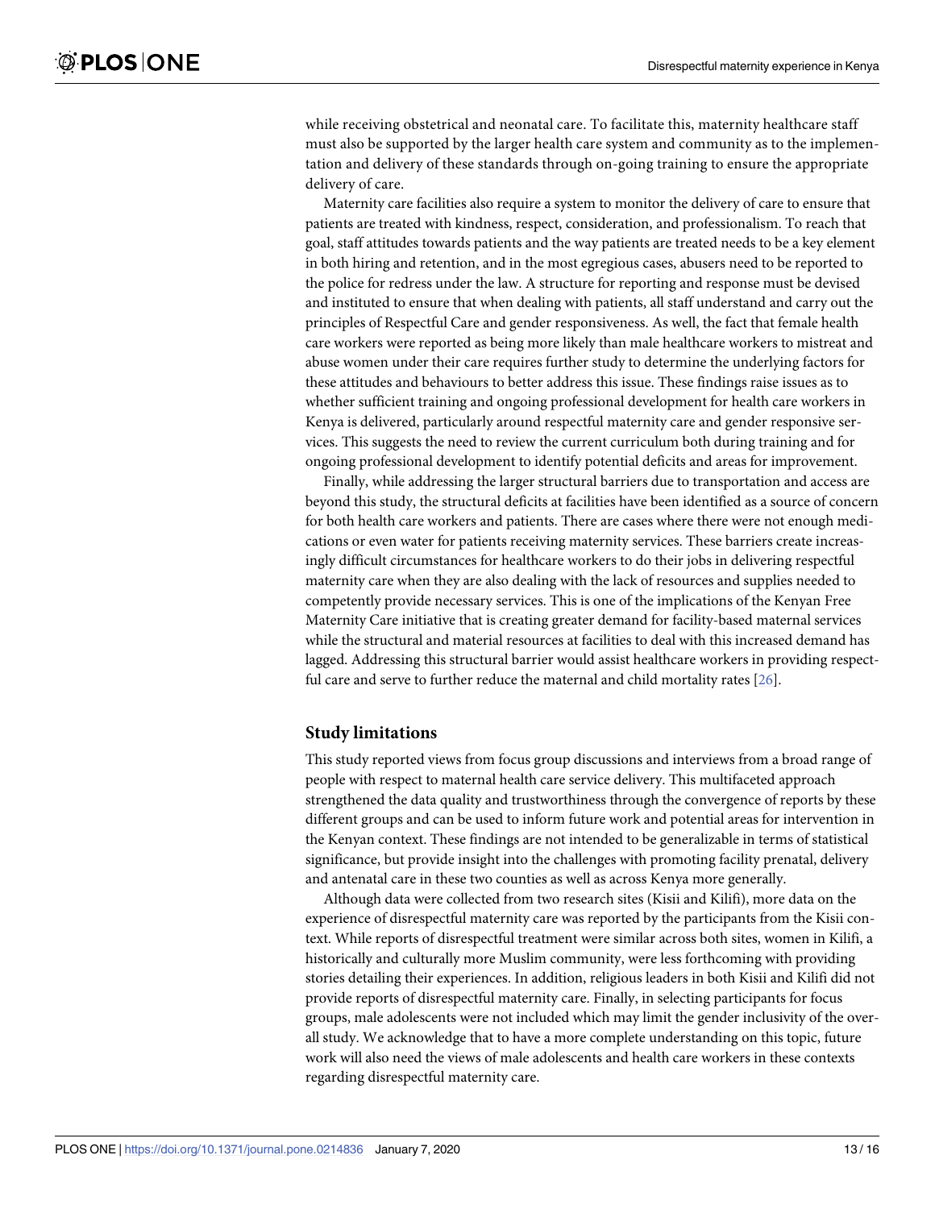while receiving obstetrical and neonatal care. To facilitate this, maternity healthcare staff must also be supported by the larger health care system and community as to the implementation and delivery of these standards through on-going training to ensure the appropriate delivery of care.

Maternity care facilities also require a system to monitor the delivery of care to ensure that patients are treated with kindness, respect, consideration, and professionalism. To reach that goal, staff attitudes towards patients and the way patients are treated needs to be a key element in both hiring and retention, and in the most egregious cases, abusers need to be reported to the police for redress under the law. A structure for reporting and response must be devised and instituted to ensure that when dealing with patients, all staff understand and carry out the principles of Respectful Care and gender responsiveness. As well, the fact that female health care workers were reported as being more likely than male healthcare workers to mistreat and abuse women under their care requires further study to determine the underlying factors for these attitudes and behaviours to better address this issue. These findings raise issues as to whether sufficient training and ongoing professional development for health care workers in Kenya is delivered, particularly around respectful maternity care and gender responsive services. This suggests the need to review the current curriculum both during training and for ongoing professional development to identify potential deficits and areas for improvement.

Finally, while addressing the larger structural barriers due to transportation and access are beyond this study, the structural deficits at facilities have been identified as a source of concern for both health care workers and patients. There are cases where there were not enough medications or even water for patients receiving maternity services. These barriers create increasingly difficult circumstances for healthcare workers to do their jobs in delivering respectful maternity care when they are also dealing with the lack of resources and supplies needed to competently provide necessary services. This is one of the implications of the Kenyan Free Maternity Care initiative that is creating greater demand for facility-based maternal services while the structural and material resources at facilities to deal with this increased demand has lagged. Addressing this structural barrier would assist healthcare workers in providing respectful care and serve to further reduce the maternal and child mortality rates [26].

## Study limitations

This study reported views from focus group discussions and interviews from a broad range of people with respect to maternal health care service delivery. This multifaceted approach strengthened the data quality and trustworthiness through the convergence of reports by these different groups and can be used to inform future work and potential areas for intervention in the Kenyan context. These findings are not intended to be generalizable in terms of statistical significance, but provide insight into the challenges with promoting facility prenatal, delivery and antenatal care in these two counties as well as across Kenya more generally.

Although data were collected from two research sites (Kisii and Kilifi), more data on the experience of disrespectful maternity care was reported by the participants from the Kisii context. While reports of disrespectful treatment were similar across both sites, women in Kilifi, a historically and culturally more Muslim community, were less forthcoming with providing stories detailing their experiences. In addition, religious leaders in both Kisii and Kilifi did not provide reports of disrespectful maternity care. Finally, in selecting participants for focus groups, male adolescents were not included which may limit the gender inclusivity of the overall study. We acknowledge that to have a more complete understanding on this topic, future work will also need the views of male adolescents and health care workers in these contexts regarding disrespectful maternity care.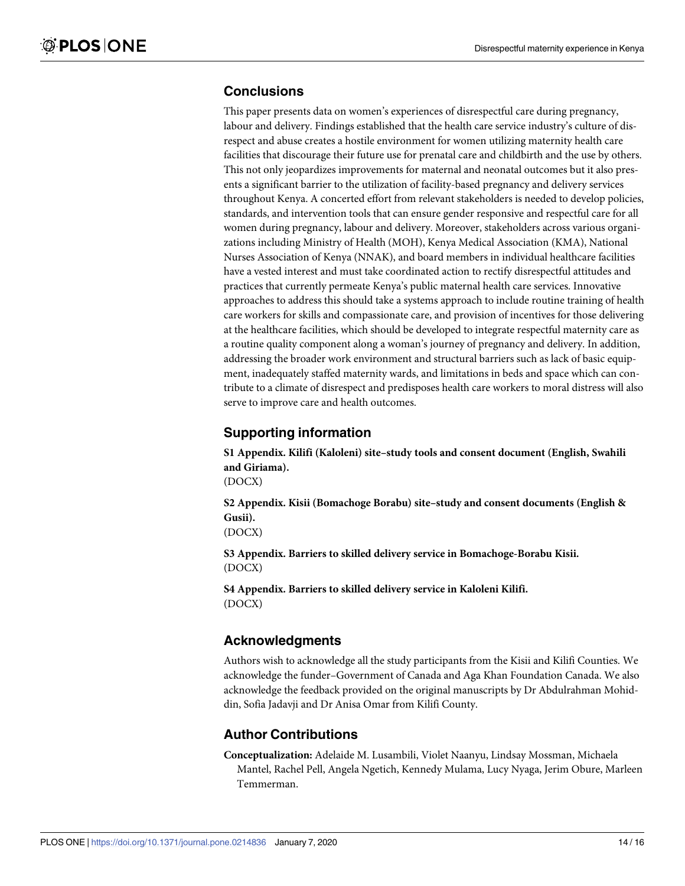## Conclusions

This paper presents data on women's experiences of disrespectful care during pregnancy, labour and delivery. Findings established that the health care service industry's culture of disrespect and abuse creates a hostile environment for women utilizing maternity health care facilities that discourage their future use for prenatal care and childbirth and the use by others. This not only jeopardizes improvements for maternal and neonatal outcomes but it also presents a significant barrier to the utilization of facility-based pregnancy and delivery services throughout Kenya. A concerted effort from relevant stakeholders is needed to develop policies, standards, and intervention tools that can ensure gender responsive and respectful care for all women during pregnancy, labour and delivery. Moreover, stakeholders across various organizations including Ministry of Health (MOH), Kenya Medical Association (KMA), National Nurses Association of Kenya (NNAK), and board members in individual healthcare facilities have a vested interest and must take coordinated action to rectify disrespectful attitudes and practices that currently permeate Kenya's public maternal health care services. Innovative approaches to address this should take a systems approach to include routine training of health care workers for skills and compassionate care, and provision of incentives for those delivering at the healthcare facilities, which should be developed to integrate respectful maternity care as a routine quality component along a woman's journey of pregnancy and delivery. In addition, addressing the broader work environment and structural barriers such as lack of basic equipment, inadequately staffed maternity wards, and limitations in beds and space which can contribute to a climate of disrespect and predisposes health care workers to moral distress will also serve to improve care and health outcomes.

## Supporting information

**S1 Appendix. Kilifi (Kaloleni) site–study tools and consent document (English, Swahili and Giriama).**
(DOCX)

**S2 Appendix. Kisii (Bomachoge Borabu) site–study and consent documents (English & Gusii).**
(DOCX)

**S3 Appendix. Barriers to skilled delivery service in Bomachoge-Borabu Kisii.**
(DOCX)

**S4 Appendix. Barriers to skilled delivery service in Kaloleni Kilifi.**
(DOCX)

## Acknowledgments

Authors wish to acknowledge all the study participants from the Kisii and Kilifi Counties. We acknowledge the funder–Government of Canada and Aga Khan Foundation Canada. We also acknowledge the feedback provided on the original manuscripts by Dr Abdulrahman Mohiddin, Sofia Jadavji and Dr Anisa Omar from Kilifi County.

## Author Contributions

**Conceptualization:** Adelaide M. Lusambili, Violet Naanyu, Lindsay Mossman, Michaela Mantel, Rachel Pell, Angela Ngetich, Kennedy Mulama, Lucy Nyaga, Jerim Obure, Marleen Temmerman.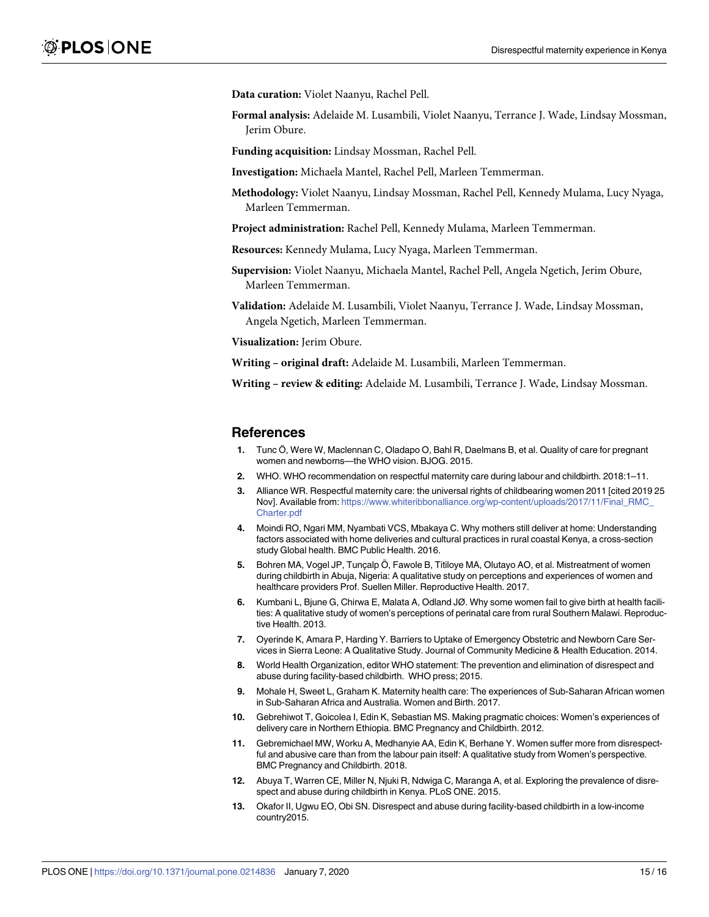**Data curation:** Violet Naanyu, Rachel Pell.

**Formal analysis:** Adelaide M. Lusambili, Violet Naanyu, Terrance J. Wade, Lindsay Mossman, Jerim Obure.

**Funding acquisition:** Lindsay Mossman, Rachel Pell.

**Investigation:** Michaela Mantel, Rachel Pell, Marleen Temmerman.

**Methodology:** Violet Naanyu, Lindsay Mossman, Rachel Pell, Kennedy Mulama, Lucy Nyaga, Marleen Temmerman.

**Project administration:** Rachel Pell, Kennedy Mulama, Marleen Temmerman.

**Resources:** Kennedy Mulama, Lucy Nyaga, Marleen Temmerman.

**Supervision:** Violet Naanyu, Michaela Mantel, Rachel Pell, Angela Ngetich, Jerim Obure, Marleen Temmerman.

**Validation:** Adelaide M. Lusambili, Violet Naanyu, Terrance J. Wade, Lindsay Mossman, Angela Ngetich, Marleen Temmerman.

**Visualization:** Jerim Obure.

**Writing – original draft:** Adelaide M. Lusambili, Marleen Temmerman.

**Writing – review & editing:** Adelaide M. Lusambili, Terrance J. Wade, Lindsay Mossman.

## References

1. Tunc Ö, Were W, Maclennan C, Oladapo O, Bahl R, Daelmans B, et al. Quality of care for pregnant women and newborns—the WHO vision. BJOG. 2015.
2. WHO. WHO recommendation on respectful maternity care during labour and childbirth. 2018:1–11.
3. Alliance WR. Respectful maternity care: the universal rights of childbearing women 2011 [cited 2019 25 Nov]. Available from: https://www.whiteribbonalliance.org/wp-content/uploads/2017/11/Final_RMC_Charter.pdf
4. Moindi RO, Ngari MM, Nyambati VCS, Mbakaya C. Why mothers still deliver at home: Understanding factors associated with home deliveries and cultural practices in rural coastal Kenya, a cross-section study Global health. BMC Public Health. 2016.
5. Bohren MA, Vogel JP, Tunçalp Ö, Fawole B, Titiloye MA, Olutayo AO, et al. Mistreatment of women during childbirth in Abuja, Nigeria: A qualitative study on perceptions and experiences of women and healthcare providers Prof. Suellen Miller. Reproductive Health. 2017.
6. Kumbani L, Bjune G, Chirwa E, Malata A, Odland JØ. Why some women fail to give birth at health facilities: A qualitative study of women's perceptions of perinatal care from rural Southern Malawi. Reproductive Health. 2013.
7. Oyerinde K, Amara P, Harding Y. Barriers to Uptake of Emergency Obstetric and Newborn Care Services in Sierra Leone: A Qualitative Study. Journal of Community Medicine & Health Education. 2014.
8. World Health Organization, editor WHO statement: The prevention and elimination of disrespect and abuse during facility-based childbirth. WHO press; 2015.
9. Mohale H, Sweet L, Graham K. Maternity health care: The experiences of Sub-Saharan African women in Sub-Saharan Africa and Australia. Women and Birth. 2017.
10. Gebrehiwot T, Goicolea I, Edin K, Sebastian MS. Making pragmatic choices: Women's experiences of delivery care in Northern Ethiopia. BMC Pregnancy and Childbirth. 2012.
11. Gebremichael MW, Worku A, Medhanyie AA, Edin K, Berhane Y. Women suffer more from disrespectful and abusive care than from the labour pain itself: A qualitative study from Women's perspective. BMC Pregnancy and Childbirth. 2018.
12. Abuya T, Warren CE, Miller N, Njuki R, Ndwiga C, Maranga A, et al. Exploring the prevalence of disrespect and abuse during childbirth in Kenya. PLoS ONE. 2015.
13. Okafor II, Ugwu EO, Obi SN. Disrespect and abuse during facility-based childbirth in a low-income country2015.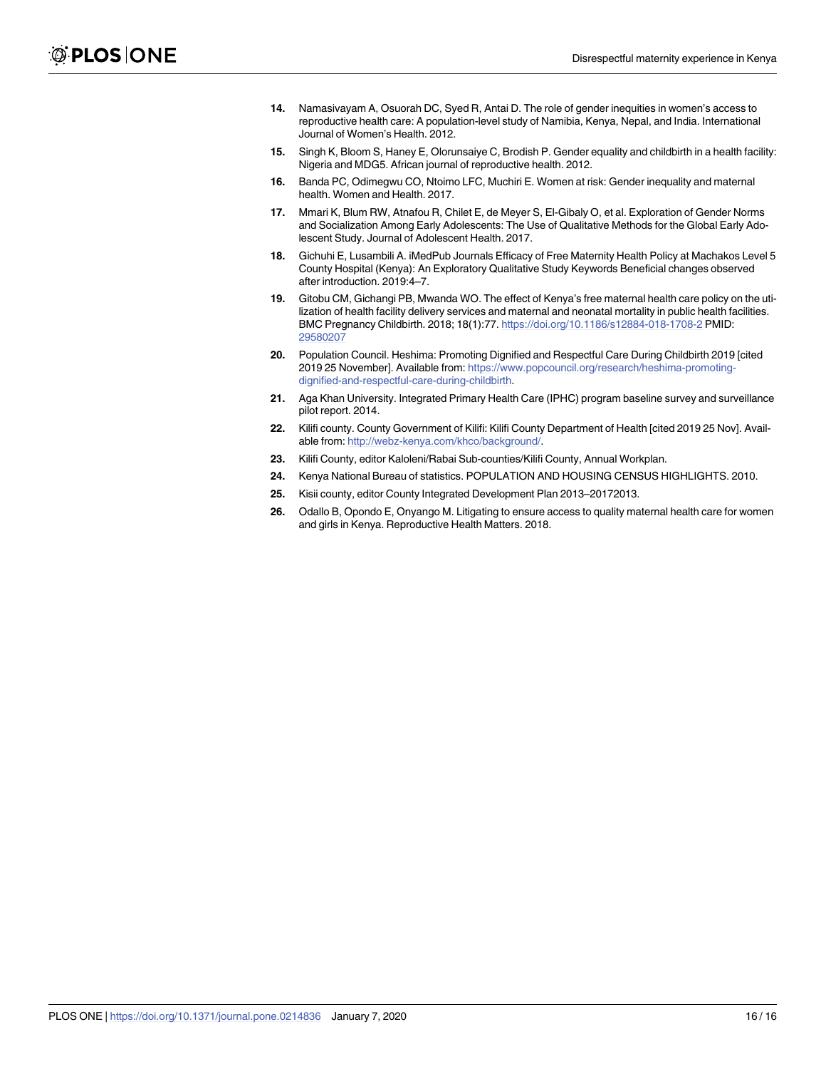14. Namasivayam A, Osuorah DC, Syed R, Antai D. The role of gender inequities in women's access to reproductive health care: A population-level study of Namibia, Kenya, Nepal, and India. International Journal of Women's Health. 2012.
15. Singh K, Bloom S, Haney E, Olorunsaiye C, Brodish P. Gender equality and childbirth in a health facility: Nigeria and MDG5. African journal of reproductive health. 2012.
16. Banda PC, Odimegwu CO, Ntoimo LFC, Muchiri E. Women at risk: Gender inequality and maternal health. Women and Health. 2017.
17. Mmari K, Blum RW, Atnafou R, Chilet E, de Meyer S, El-Gibaly O, et al. Exploration of Gender Norms and Socialization Among Early Adolescents: The Use of Qualitative Methods for the Global Early Adolescent Study. Journal of Adolescent Health. 2017.
18. Gichuhi E, Lusambili A. iMedPub Journals Efficacy of Free Maternity Health Policy at Machakos Level 5 County Hospital (Kenya): An Exploratory Qualitative Study Keywords Beneficial changes observed after introduction. 2019:4–7.
19. Gitobu CM, Gichangi PB, Mwanda WO. The effect of Kenya's free maternal health care policy on the utilization of health facility delivery services and maternal and neonatal mortality in public health facilities. BMC Pregnancy Childbirth. 2018; 18(1):77. https://doi.org/10.1186/s12884-018-1708-2 PMID: 29580207
20. Population Council. Heshima: Promoting Dignified and Respectful Care During Childbirth 2019 [cited 2019 25 November]. Available from: https://www.popcouncil.org/research/heshima-promoting-dignified-and-respectful-care-during-childbirth.
21. Aga Khan University. Integrated Primary Health Care (IPHC) program baseline survey and surveillance pilot report. 2014.
22. Kilifi county. County Government of Kilifi: Kilifi County Department of Health [cited 2019 25 Nov]. Available from: http://webz-kenya.com/khco/background/.
23. Kilifi County, editor Kaloleni/Rabai Sub-counties/Kilifi County, Annual Workplan.
24. Kenya National Bureau of statistics. POPULATION AND HOUSING CENSUS HIGHLIGHTS. 2010.
25. Kisii county, editor County Integrated Development Plan 2013–20172013.
26. Odallo B, Opondo E, Onyango M. Litigating to ensure access to quality maternal health care for women and girls in Kenya. Reproductive Health Matters. 2018.